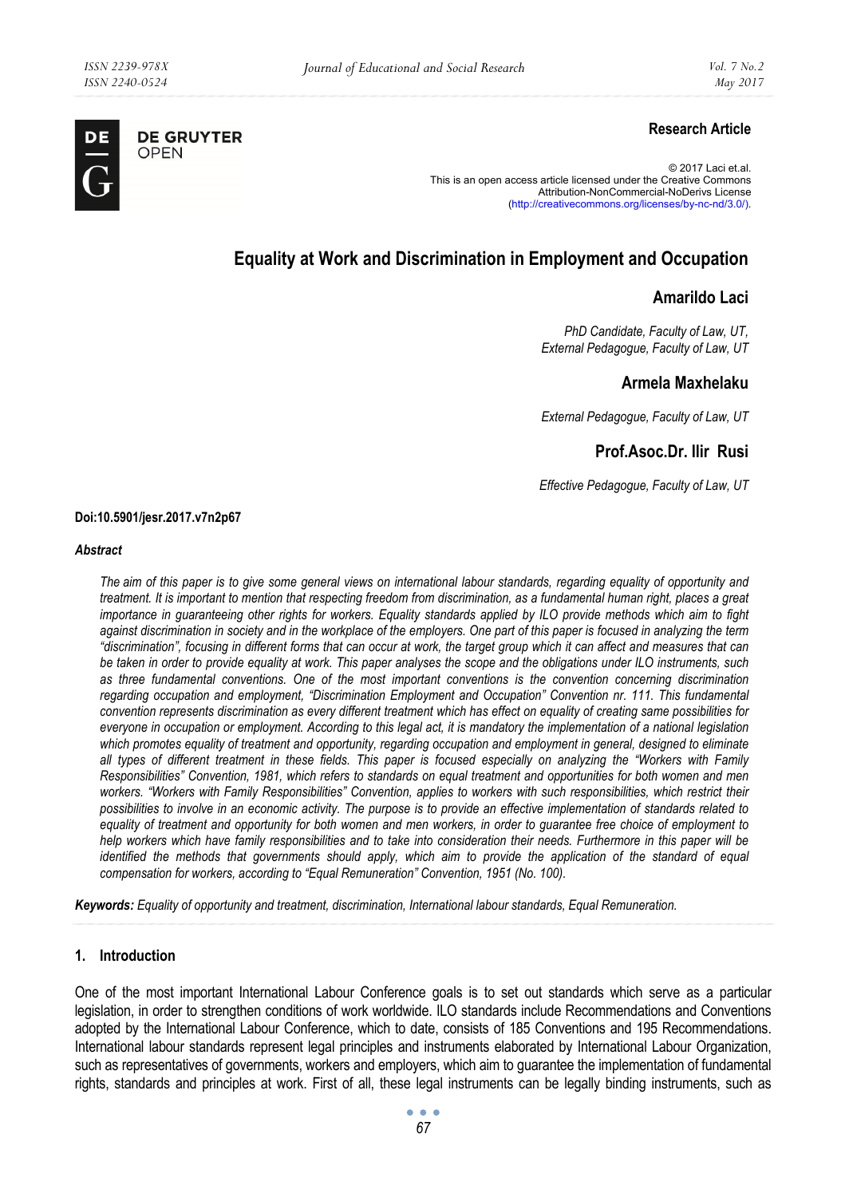**Research Article**

© 2017 Laci et.al.
This is an open access article licensed under the Creative Commons Attribution-NonCommercial-NoDerivs License (http://creativecommons.org/licenses/by-nc-nd/3.0/).

# Equality at Work and Discrimination in Employment and Occupation

## Amarildo Laci

*PhD Candidate, Faculty of Law, UT,*
*External Pedagogue, Faculty of Law, UT*

## Armela Maxhelaku

*External Pedagogue, Faculty of Law, UT*

## Prof.Asoc.Dr. Ilir Rusi

*Effective Pedagogue, Faculty of Law, UT*

**Doi:10.5901/jesr.2017.v7n2p67**

***Abstract***

*The aim of this paper is to give some general views on international labour standards, regarding equality of opportunity and treatment. It is important to mention that respecting freedom from discrimination, as a fundamental human right, places a great importance in guaranteeing other rights for workers. Equality standards applied by ILO provide methods which aim to fight against discrimination in society and in the workplace of the employers. One part of this paper is focused in analyzing the term "discrimination", focusing in different forms that can occur at work, the target group which it can affect and measures that can be taken in order to provide equality at work. This paper analyses the scope and the obligations under ILO instruments, such as three fundamental conventions. One of the most important conventions is the convention concerning discrimination regarding occupation and employment, "Discrimination Employment and Occupation" Convention nr. 111. This fundamental convention represents discrimination as every different treatment which has effect on equality of creating same possibilities for everyone in occupation or employment. According to this legal act, it is mandatory the implementation of a national legislation which promotes equality of treatment and opportunity, regarding occupation and employment in general, designed to eliminate all types of different treatment in these fields. This paper is focused especially on analyzing the "Workers with Family Responsibilities" Convention, 1981, which refers to standards on equal treatment and opportunities for both women and men workers. "Workers with Family Responsibilities" Convention, applies to workers with such responsibilities, which restrict their possibilities to involve in an economic activity. The purpose is to provide an effective implementation of standards related to equality of treatment and opportunity for both women and men workers, in order to guarantee free choice of employment to help workers which have family responsibilities and to take into consideration their needs. Furthermore in this paper will be identified the methods that governments should apply, which aim to provide the application of the standard of equal compensation for workers, according to "Equal Remuneration" Convention, 1951 (No. 100).*

***Keywords:*** *Equality of opportunity and treatment, discrimination, International labour standards, Equal Remuneration.*

## 1. Introduction

One of the most important International Labour Conference goals is to set out standards which serve as a particular legislation, in order to strengthen conditions of work worldwide. ILO standards include Recommendations and Conventions adopted by the International Labour Conference, which to date, consists of 185 Conventions and 195 Recommendations. International labour standards represent legal principles and instruments elaborated by International Labour Organization, such as representatives of governments, workers and employers, which aim to guarantee the implementation of fundamental rights, standards and principles at work. First of all, these legal instruments can be legally binding instruments, such as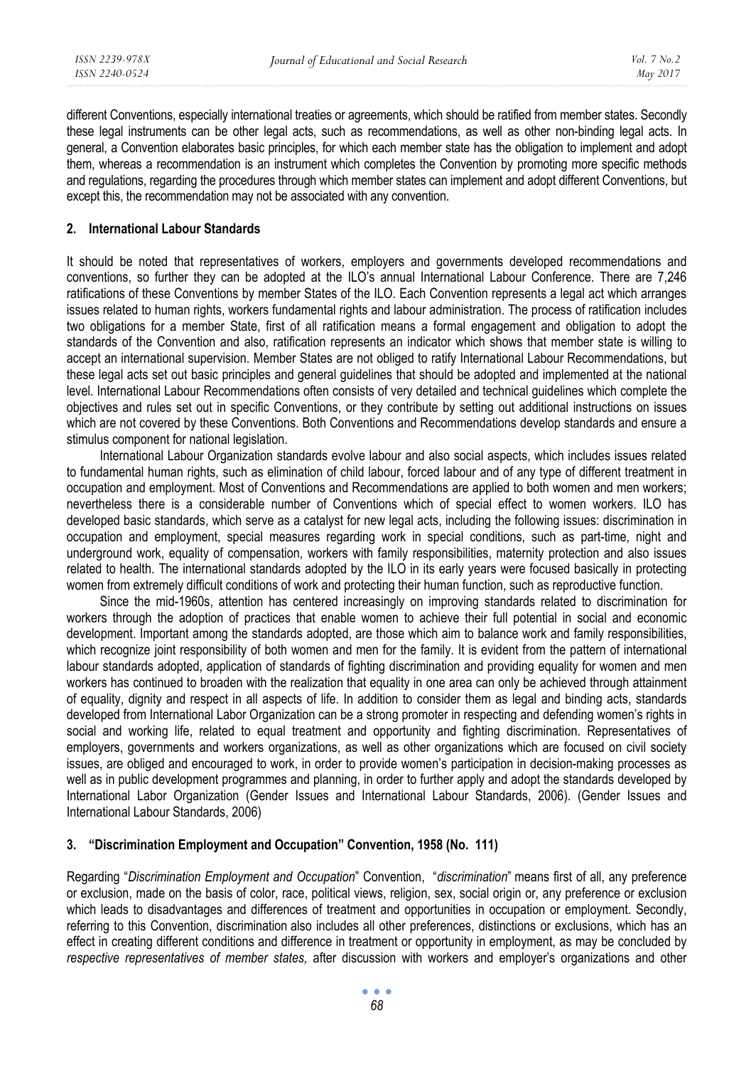different Conventions, especially international treaties or agreements, which should be ratified from member states. Secondly these legal instruments can be other legal acts, such as recommendations, as well as other non-binding legal acts. In general, a Convention elaborates basic principles, for which each member state has the obligation to implement and adopt them, whereas a recommendation is an instrument which completes the Convention by promoting more specific methods and regulations, regarding the procedures through which member states can implement and adopt different Conventions, but except this, the recommendation may not be associated with any convention.

## 2. International Labour Standards

It should be noted that representatives of workers, employers and governments developed recommendations and conventions, so further they can be adopted at the ILO's annual International Labour Conference. There are 7,246 ratifications of these Conventions by member States of the ILO. Each Convention represents a legal act which arranges issues related to human rights, workers fundamental rights and labour administration. The process of ratification includes two obligations for a member State, first of all ratification means a formal engagement and obligation to adopt the standards of the Convention and also, ratification represents an indicator which shows that member state is willing to accept an international supervision. Member States are not obliged to ratify International Labour Recommendations, but these legal acts set out basic principles and general guidelines that should be adopted and implemented at the national level. International Labour Recommendations often consists of very detailed and technical guidelines which complete the objectives and rules set out in specific Conventions, or they contribute by setting out additional instructions on issues which are not covered by these Conventions. Both Conventions and Recommendations develop standards and ensure a stimulus component for national legislation.

International Labour Organization standards evolve labour and also social aspects, which includes issues related to fundamental human rights, such as elimination of child labour, forced labour and of any type of different treatment in occupation and employment. Most of Conventions and Recommendations are applied to both women and men workers; nevertheless there is a considerable number of Conventions which of special effect to women workers. ILO has developed basic standards, which serve as a catalyst for new legal acts, including the following issues: discrimination in occupation and employment, special measures regarding work in special conditions, such as part-time, night and underground work, equality of compensation, workers with family responsibilities, maternity protection and also issues related to health. The international standards adopted by the ILO in its early years were focused basically in protecting women from extremely difficult conditions of work and protecting their human function, such as reproductive function.

Since the mid-1960s, attention has centered increasingly on improving standards related to discrimination for workers through the adoption of practices that enable women to achieve their full potential in social and economic development. Important among the standards adopted, are those which aim to balance work and family responsibilities, which recognize joint responsibility of both women and men for the family. It is evident from the pattern of international labour standards adopted, application of standards of fighting discrimination and providing equality for women and men workers has continued to broaden with the realization that equality in one area can only be achieved through attainment of equality, dignity and respect in all aspects of life. In addition to consider them as legal and binding acts, standards developed from International Labor Organization can be a strong promoter in respecting and defending women's rights in social and working life, related to equal treatment and opportunity and fighting discrimination. Representatives of employers, governments and workers organizations, as well as other organizations which are focused on civil society issues, are obliged and encouraged to work, in order to provide women's participation in decision-making processes as well as in public development programmes and planning, in order to further apply and adopt the standards developed by International Labor Organization (Gender Issues and International Labour Standards, 2006). (Gender Issues and International Labour Standards, 2006)

## 3. "Discrimination Employment and Occupation" Convention, 1958 (No. 111)

Regarding "*Discrimination Employment and Occupation*" Convention, "*discrimination*" means first of all, any preference or exclusion, made on the basis of color, race, political views, religion, sex, social origin or, any preference or exclusion which leads to disadvantages and differences of treatment and opportunities in occupation or employment. Secondly, referring to this Convention, discrimination also includes all other preferences, distinctions or exclusions, which has an effect in creating different conditions and difference in treatment or opportunity in employment, as may be concluded by *respective representatives of member states,* after discussion with workers and employer's organizations and other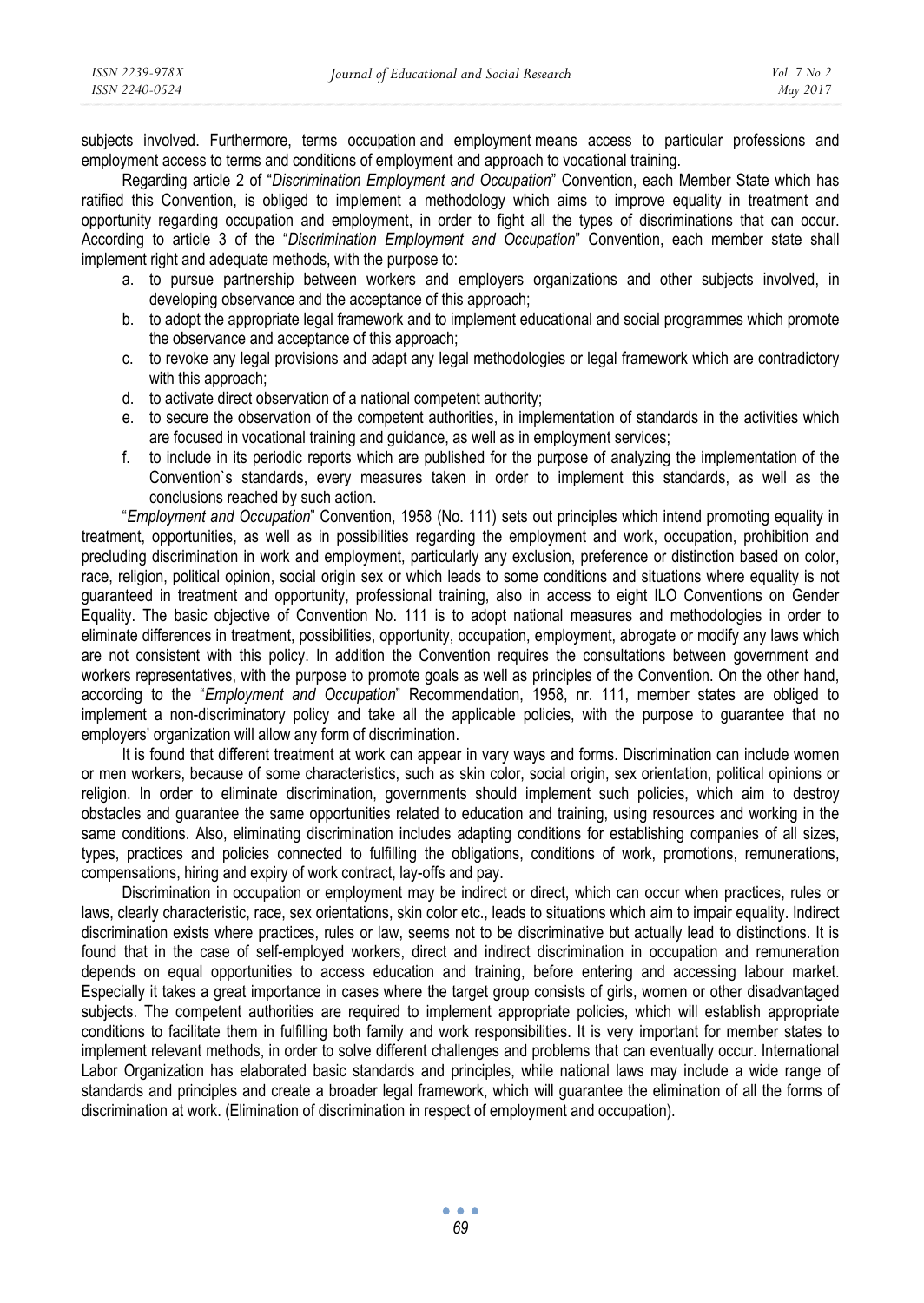subjects involved. Furthermore, terms occupation and employment means access to particular professions and employment access to terms and conditions of employment and approach to vocational training.

Regarding article 2 of "*Discrimination Employment and Occupation*" Convention, each Member State which has ratified this Convention, is obliged to implement a methodology which aims to improve equality in treatment and opportunity regarding occupation and employment, in order to fight all the types of discriminations that can occur. According to article 3 of the "*Discrimination Employment and Occupation*" Convention, each member state shall implement right and adequate methods, with the purpose to:

a. to pursue partnership between workers and employers organizations and other subjects involved, in developing observance and the acceptance of this approach;
b. to adopt the appropriate legal framework and to implement educational and social programmes which promote the observance and acceptance of this approach;
c. to revoke any legal provisions and adapt any legal methodologies or legal framework which are contradictory with this approach;
d. to activate direct observation of a national competent authority;
e. to secure the observation of the competent authorities, in implementation of standards in the activities which are focused in vocational training and guidance, as well as in employment services;
f. to include in its periodic reports which are published for the purpose of analyzing the implementation of the Convention`s standards, every measures taken in order to implement this standards, as well as the conclusions reached by such action.

"*Employment and Occupation*" Convention, 1958 (No. 111) sets out principles which intend promoting equality in treatment, opportunities, as well as in possibilities regarding the employment and work, occupation, prohibition and precluding discrimination in work and employment, particularly any exclusion, preference or distinction based on color, race, religion, political opinion, social origin sex or which leads to some conditions and situations where equality is not guaranteed in treatment and opportunity, professional training, also in access to eight ILO Conventions on Gender Equality. The basic objective of Convention No. 111 is to adopt national measures and methodologies in order to eliminate differences in treatment, possibilities, opportunity, occupation, employment, abrogate or modify any laws which are not consistent with this policy. In addition the Convention requires the consultations between government and workers representatives, with the purpose to promote goals as well as principles of the Convention. On the other hand, according to the "*Employment and Occupation*" Recommendation, 1958, nr. 111, member states are obliged to implement a non-discriminatory policy and take all the applicable policies, with the purpose to guarantee that no employers' organization will allow any form of discrimination.

It is found that different treatment at work can appear in vary ways and forms. Discrimination can include women or men workers, because of some characteristics, such as skin color, social origin, sex orientation, political opinions or religion. In order to eliminate discrimination, governments should implement such policies, which aim to destroy obstacles and guarantee the same opportunities related to education and training, using resources and working in the same conditions. Also, eliminating discrimination includes adapting conditions for establishing companies of all sizes, types, practices and policies connected to fulfilling the obligations, conditions of work, promotions, remunerations, compensations, hiring and expiry of work contract, lay-offs and pay.

Discrimination in occupation or employment may be indirect or direct, which can occur when practices, rules or laws, clearly characteristic, race, sex orientations, skin color etc., leads to situations which aim to impair equality. Indirect discrimination exists where practices, rules or law, seems not to be discriminative but actually lead to distinctions. It is found that in the case of self-employed workers, direct and indirect discrimination in occupation and remuneration depends on equal opportunities to access education and training, before entering and accessing labour market. Especially it takes a great importance in cases where the target group consists of girls, women or other disadvantaged subjects. The competent authorities are required to implement appropriate policies, which will establish appropriate conditions to facilitate them in fulfilling both family and work responsibilities. It is very important for member states to implement relevant methods, in order to solve different challenges and problems that can eventually occur. International Labor Organization has elaborated basic standards and principles, while national laws may include a wide range of standards and principles and create a broader legal framework, which will guarantee the elimination of all the forms of discrimination at work. (Elimination of discrimination in respect of employment and occupation).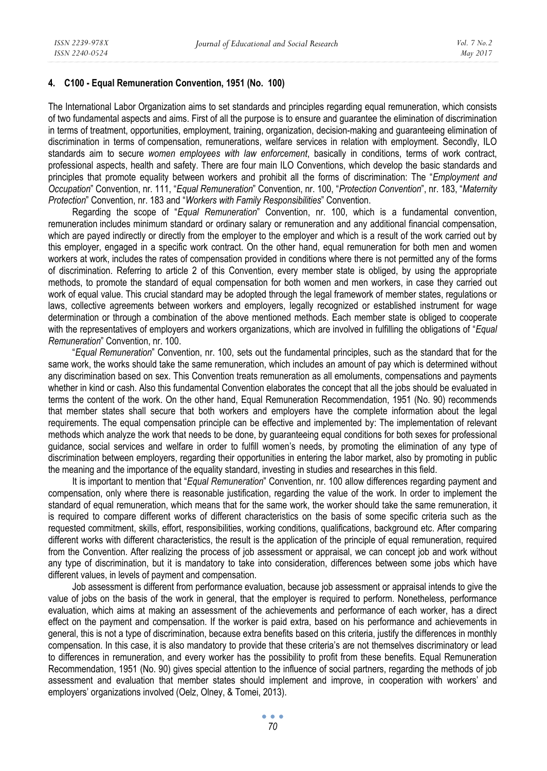### 4. C100 - Equal Remuneration Convention, 1951 (No. 100)

The International Labor Organization aims to set standards and principles regarding equal remuneration, which consists of two fundamental aspects and aims. First of all the purpose is to ensure and guarantee the elimination of discrimination in terms of treatment, opportunities, employment, training, organization, decision-making and guaranteeing elimination of discrimination in terms of compensation, remunerations, welfare services in relation with employment. Secondly, ILO standards aim to secure *women employees with law enforcement*, basically in conditions, terms of work contract, professional aspects, health and safety. There are four main ILO Conventions, which develop the basic standards and principles that promote equality between workers and prohibit all the forms of discrimination: The "*Employment and Occupation*" Convention, nr. 111, "*Equal Remuneration*" Convention, nr. 100, "*Protection Convention*", nr. 183, "*Maternity Protection*" Convention, nr. 183 and "*Workers with Family Responsibilities*" Convention.

Regarding the scope of "*Equal Remuneration*" Convention, nr. 100, which is a fundamental convention, remuneration includes minimum standard or ordinary salary or remuneration and any additional financial compensation, which are payed indirectly or directly from the employer to the employer and which is a result of the work carried out by this employer, engaged in a specific work contract. On the other hand, equal remuneration for both men and women workers at work, includes the rates of compensation provided in conditions where there is not permitted any of the forms of discrimination. Referring to article 2 of this Convention, every member state is obliged, by using the appropriate methods, to promote the standard of equal compensation for both women and men workers, in case they carried out work of equal value. This crucial standard may be adopted through the legal framework of member states, regulations or laws, collective agreements between workers and employers, legally recognized or established instrument for wage determination or through a combination of the above mentioned methods. Each member state is obliged to cooperate with the representatives of employers and workers organizations, which are involved in fulfilling the obligations of "*Equal Remuneration*" Convention, nr. 100.

"*Equal Remuneration*" Convention, nr. 100, sets out the fundamental principles, such as the standard that for the same work, the works should take the same remuneration, which includes an amount of pay which is determined without any discrimination based on sex. This Convention treats remuneration as all emoluments, compensations and payments whether in kind or cash. Also this fundamental Convention elaborates the concept that all the jobs should be evaluated in terms the content of the work. On the other hand, Equal Remuneration Recommendation, 1951 (No. 90) recommends that member states shall secure that both workers and employers have the complete information about the legal requirements. The equal compensation principle can be effective and implemented by: The implementation of relevant methods which analyze the work that needs to be done, by guaranteeing equal conditions for both sexes for professional guidance, social services and welfare in order to fulfill women's needs, by promoting the elimination of any type of discrimination between employers, regarding their opportunities in entering the labor market, also by promoting in public the meaning and the importance of the equality standard, investing in studies and researches in this field.

It is important to mention that "*Equal Remuneration*" Convention, nr. 100 allow differences regarding payment and compensation, only where there is reasonable justification, regarding the value of the work. In order to implement the standard of equal remuneration, which means that for the same work, the worker should take the same remuneration, it is required to compare different works of different characteristics on the basis of some specific criteria such as the requested commitment, skills, effort, responsibilities, working conditions, qualifications, background etc. After comparing different works with different characteristics, the result is the application of the principle of equal remuneration, required from the Convention. After realizing the process of job assessment or appraisal, we can concept job and work without any type of discrimination, but it is mandatory to take into consideration, differences between some jobs which have different values, in levels of payment and compensation.

Job assessment is different from performance evaluation, because job assessment or appraisal intends to give the value of jobs on the basis of the work in general, that the employer is required to perform. Nonetheless, performance evaluation, which aims at making an assessment of the achievements and performance of each worker, has a direct effect on the payment and compensation. If the worker is paid extra, based on his performance and achievements in general, this is not a type of discrimination, because extra benefits based on this criteria, justify the differences in monthly compensation. In this case, it is also mandatory to provide that these criteria's are not themselves discriminatory or lead to differences in remuneration, and every worker has the possibility to profit from these benefits. Equal Remuneration Recommendation, 1951 (No. 90) gives special attention to the influence of social partners, regarding the methods of job assessment and evaluation that member states should implement and improve, in cooperation with workers' and employers' organizations involved (Oelz, Olney, & Tomei, 2013).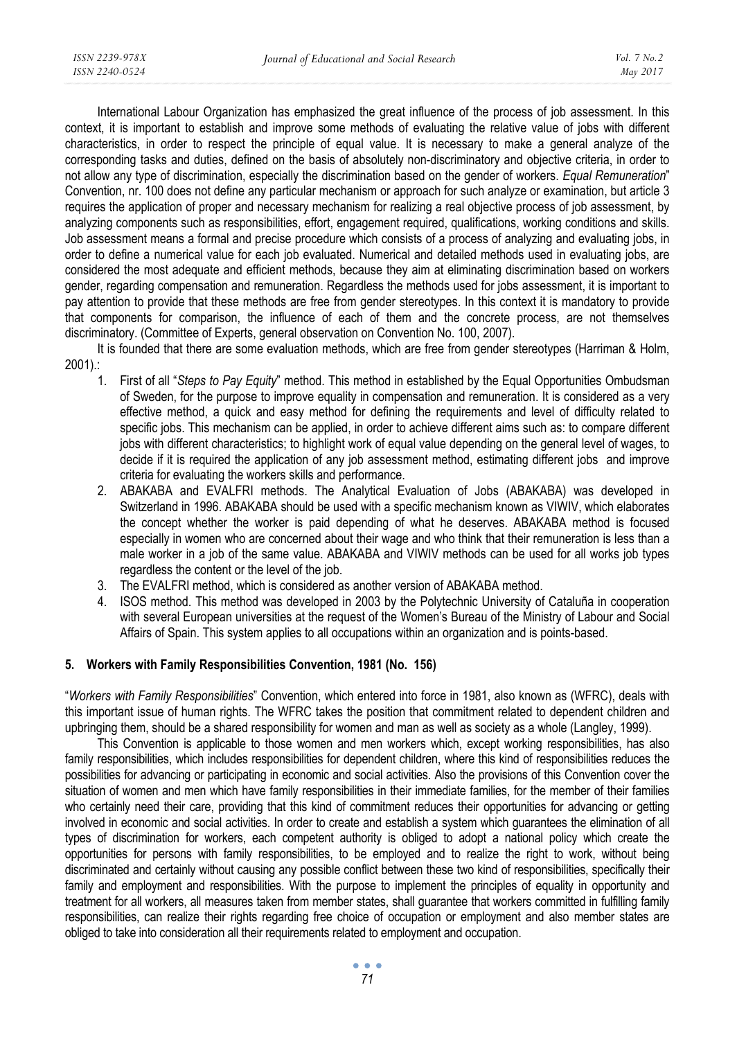International Labour Organization has emphasized the great influence of the process of job assessment. In this context, it is important to establish and improve some methods of evaluating the relative value of jobs with different characteristics, in order to respect the principle of equal value. It is necessary to make a general analyze of the corresponding tasks and duties, defined on the basis of absolutely non-discriminatory and objective criteria, in order to not allow any type of discrimination, especially the discrimination based on the gender of workers. *Equal Remuneration*" Convention, nr. 100 does not define any particular mechanism or approach for such analyze or examination, but article 3 requires the application of proper and necessary mechanism for realizing a real objective process of job assessment, by analyzing components such as responsibilities, effort, engagement required, qualifications, working conditions and skills. Job assessment means a formal and precise procedure which consists of a process of analyzing and evaluating jobs, in order to define a numerical value for each job evaluated. Numerical and detailed methods used in evaluating jobs, are considered the most adequate and efficient methods, because they aim at eliminating discrimination based on workers gender, regarding compensation and remuneration. Regardless the methods used for jobs assessment, it is important to pay attention to provide that these methods are free from gender stereotypes. In this context it is mandatory to provide that components for comparison, the influence of each of them and the concrete process, are not themselves discriminatory. (Committee of Experts, general observation on Convention No. 100, 2007).

It is founded that there are some evaluation methods, which are free from gender stereotypes (Harriman & Holm, 2001).:

1. First of all "*Steps to Pay Equity*" method. This method in established by the Equal Opportunities Ombudsman of Sweden, for the purpose to improve equality in compensation and remuneration. It is considered as a very effective method, a quick and easy method for defining the requirements and level of difficulty related to specific jobs. This mechanism can be applied, in order to achieve different aims such as: to compare different jobs with different characteristics; to highlight work of equal value depending on the general level of wages, to decide if it is required the application of any job assessment method, estimating different jobs and improve criteria for evaluating the workers skills and performance.
2. ABAKABA and EVALFRI methods. The Analytical Evaluation of Jobs (ABAKABA) was developed in Switzerland in 1996. ABAKABA should be used with a specific mechanism known as VIWIV, which elaborates the concept whether the worker is paid depending of what he deserves. ABAKABA method is focused especially in women who are concerned about their wage and who think that their remuneration is less than a male worker in a job of the same value. ABAKABA and VIWIV methods can be used for all works job types regardless the content or the level of the job.
3. The EVALFRI method, which is considered as another version of ABAKABA method.
4. ISOS method. This method was developed in 2003 by the Polytechnic University of Cataluña in cooperation with several European universities at the request of the Women's Bureau of the Ministry of Labour and Social Affairs of Spain. This system applies to all occupations within an organization and is points-based.

## 5. Workers with Family Responsibilities Convention, 1981 (No. 156)

"*Workers with Family Responsibilities*" Convention, which entered into force in 1981, also known as (WFRC), deals with this important issue of human rights. The WFRC takes the position that commitment related to dependent children and upbringing them, should be a shared responsibility for women and man as well as society as a whole (Langley, 1999).

This Convention is applicable to those women and men workers which, except working responsibilities, has also family responsibilities, which includes responsibilities for dependent children, where this kind of responsibilities reduces the possibilities for advancing or participating in economic and social activities. Also the provisions of this Convention cover the situation of women and men which have family responsibilities in their immediate families, for the member of their families who certainly need their care, providing that this kind of commitment reduces their opportunities for advancing or getting involved in economic and social activities. In order to create and establish a system which guarantees the elimination of all types of discrimination for workers, each competent authority is obliged to adopt a national policy which create the opportunities for persons with family responsibilities, to be employed and to realize the right to work, without being discriminated and certainly without causing any possible conflict between these two kind of responsibilities, specifically their family and employment and responsibilities. With the purpose to implement the principles of equality in opportunity and treatment for all workers, all measures taken from member states, shall guarantee that workers committed in fulfilling family responsibilities, can realize their rights regarding free choice of occupation or employment and also member states are obliged to take into consideration all their requirements related to employment and occupation.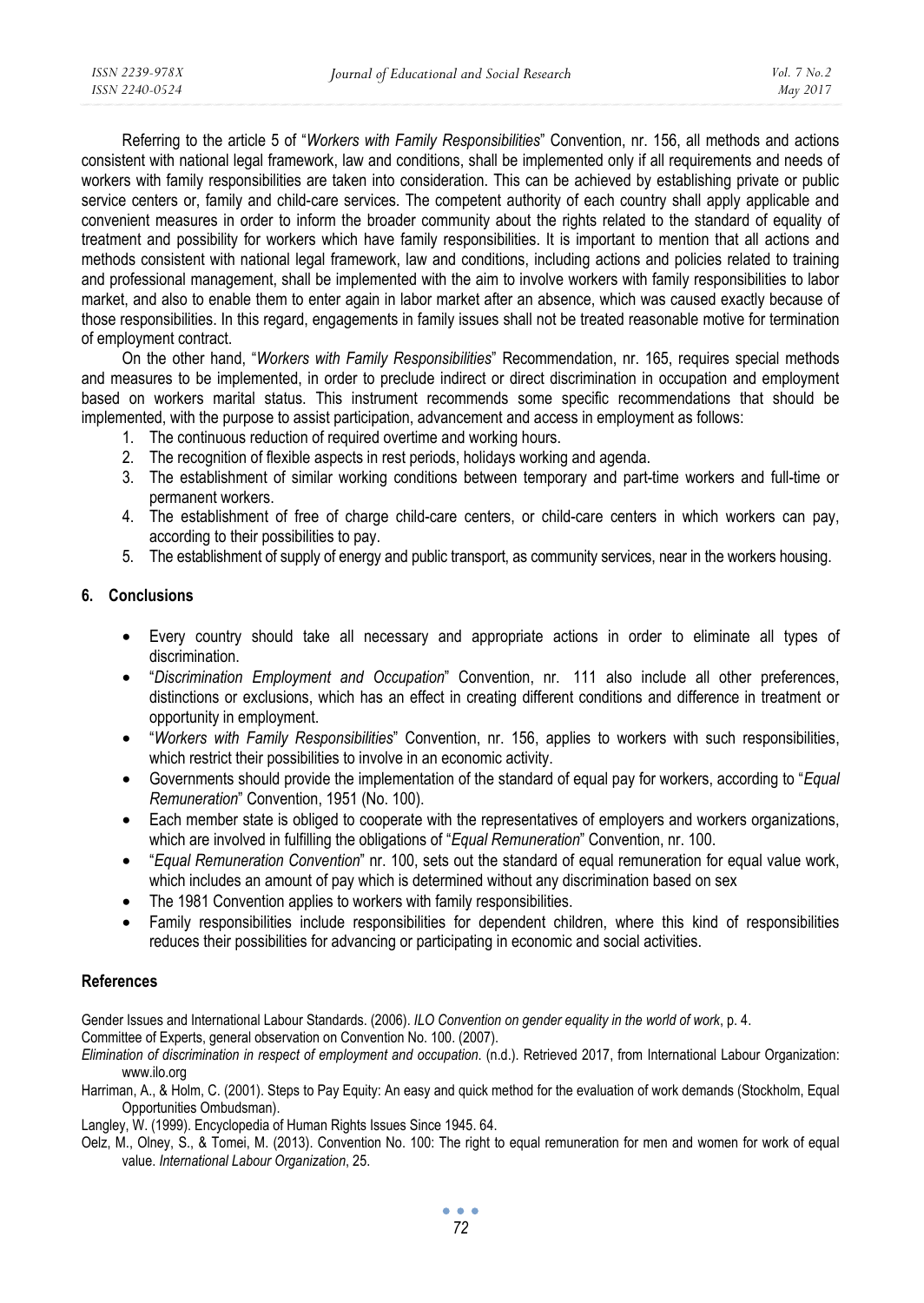Referring to the article 5 of "*Workers with Family Responsibilities*" Convention, nr. 156, all methods and actions consistent with national legal framework, law and conditions, shall be implemented only if all requirements and needs of workers with family responsibilities are taken into consideration. This can be achieved by establishing private or public service centers or, family and child-care services. The competent authority of each country shall apply applicable and convenient measures in order to inform the broader community about the rights related to the standard of equality of treatment and possibility for workers which have family responsibilities. It is important to mention that all actions and methods consistent with national legal framework, law and conditions, including actions and policies related to training and professional management, shall be implemented with the aim to involve workers with family responsibilities to labor market, and also to enable them to enter again in labor market after an absence, which was caused exactly because of those responsibilities. In this regard, engagements in family issues shall not be treated reasonable motive for termination of employment contract.

On the other hand, "*Workers with Family Responsibilities*" Recommendation, nr. 165, requires special methods and measures to be implemented, in order to preclude indirect or direct discrimination in occupation and employment based on workers marital status. This instrument recommends some specific recommendations that should be implemented, with the purpose to assist participation, advancement and access in employment as follows:

1. The continuous reduction of required overtime and working hours.
2. The recognition of flexible aspects in rest periods, holidays working and agenda.
3. The establishment of similar working conditions between temporary and part-time workers and full-time or permanent workers.
4. The establishment of free of charge child-care centers, or child-care centers in which workers can pay, according to their possibilities to pay.
5. The establishment of supply of energy and public transport, as community services, near in the workers housing.

## 6. Conclusions

- Every country should take all necessary and appropriate actions in order to eliminate all types of discrimination.
- "*Discrimination Employment and Occupation*" Convention, nr. 111 also include all other preferences, distinctions or exclusions, which has an effect in creating different conditions and difference in treatment or opportunity in employment.
- "*Workers with Family Responsibilities*" Convention, nr. 156, applies to workers with such responsibilities, which restrict their possibilities to involve in an economic activity.
- Governments should provide the implementation of the standard of equal pay for workers, according to "*Equal Remuneration*" Convention, 1951 (No. 100).
- Each member state is obliged to cooperate with the representatives of employers and workers organizations, which are involved in fulfilling the obligations of "*Equal Remuneration*" Convention, nr. 100.
- "*Equal Remuneration Convention*" nr. 100, sets out the standard of equal remuneration for equal value work, which includes an amount of pay which is determined without any discrimination based on sex
- The 1981 Convention applies to workers with family responsibilities.
- Family responsibilities include responsibilities for dependent children, where this kind of responsibilities reduces their possibilities for advancing or participating in economic and social activities.

## References

Gender Issues and International Labour Standards. (2006). *ILO Convention on gender equality in the world of work*, p. 4.

Committee of Experts, general observation on Convention No. 100. (2007).

*Elimination of discrimination in respect of employment and occupation.* (n.d.). Retrieved 2017, from International Labour Organization: www.ilo.org

Harriman, A., & Holm, C. (2001). Steps to Pay Equity: An easy and quick method for the evaluation of work demands (Stockholm, Equal Opportunities Ombudsman).

Langley, W. (1999). Encyclopedia of Human Rights Issues Since 1945. 64.

Oelz, M., Olney, S., & Tomei, M. (2013). Convention No. 100: The right to equal remuneration for men and women for work of equal value. *International Labour Organization*, 25.